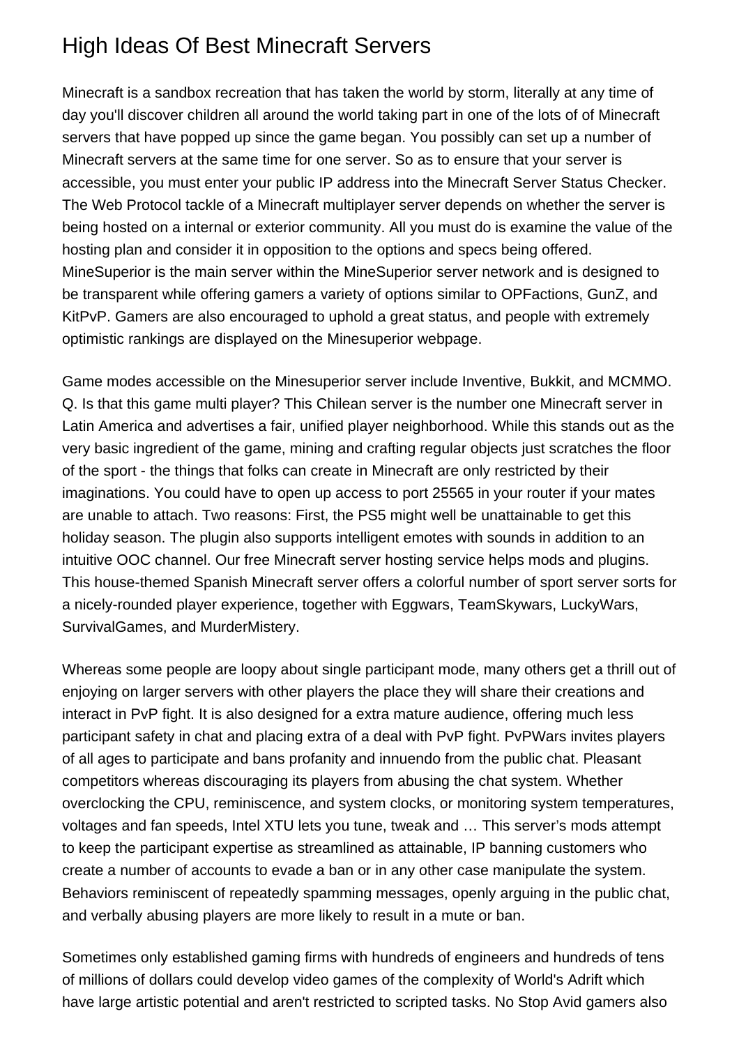# High Ideas Of Best Minecraft Servers

Minecraft is a sandbox recreation that has taken the world by storm, literally at any time of day you'll discover children all around the world taking part in one of the lots of of Minecraft servers that have popped up since the game began. You possibly can set up a number of Minecraft servers at the same time for one server. So as to ensure that your server is accessible, you must enter your public IP address into the Minecraft Server Status Checker. The Web Protocol tackle of a Minecraft multiplayer server depends on whether the server is being hosted on a internal or exterior community. All you must do is examine the value of the hosting plan and consider it in opposition to the options and specs being offered. MineSuperior is the main server within the MineSuperior server network and is designed to be transparent while offering gamers a variety of options similar to OPFactions, GunZ, and KitPvP. Gamers are also encouraged to uphold a great status, and people with extremely optimistic rankings are displayed on the Minesuperior webpage.

Game modes accessible on the Minesuperior server include Inventive, Bukkit, and MCMMO. Q. Is that this game multi player? This Chilean server is the number one Minecraft server in Latin America and advertises a fair, unified player neighborhood. While this stands out as the very basic ingredient of the game, mining and crafting regular objects just scratches the floor of the sport - the things that folks can create in Minecraft are only restricted by their imaginations. You could have to open up access to port 25565 in your router if your mates are unable to attach. Two reasons: First, the PS5 might well be unattainable to get this holiday season. The plugin also supports intelligent emotes with sounds in addition to an intuitive OOC channel. Our free Minecraft server hosting service helps mods and plugins. This house-themed Spanish Minecraft server offers a colorful number of sport server sorts for a nicely-rounded player experience, together with Eggwars, TeamSkywars, LuckyWars, SurvivalGames, and MurderMistery.

Whereas some people are loopy about single participant mode, many others get a thrill out of enjoying on larger servers with other players the place they will share their creations and interact in PvP fight. It is also designed for a extra mature audience, offering much less participant safety in chat and placing extra of a deal with PvP fight. PvPWars invites players of all ages to participate and bans profanity and innuendo from the public chat. Pleasant competitors whereas discouraging its players from abusing the chat system. Whether overclocking the CPU, reminiscence, and system clocks, or monitoring system temperatures, voltages and fan speeds, Intel XTU lets you tune, tweak and … This server's mods attempt to keep the participant expertise as streamlined as attainable, IP banning customers who create a number of accounts to evade a ban or in any other case manipulate the system. Behaviors reminiscent of repeatedly spamming messages, openly arguing in the public chat, and verbally abusing players are more likely to result in a mute or ban.

Sometimes only established gaming firms with hundreds of engineers and hundreds of tens of millions of dollars could develop video games of the complexity of World's Adrift which have large artistic potential and aren't restricted to scripted tasks. No Stop Avid gamers also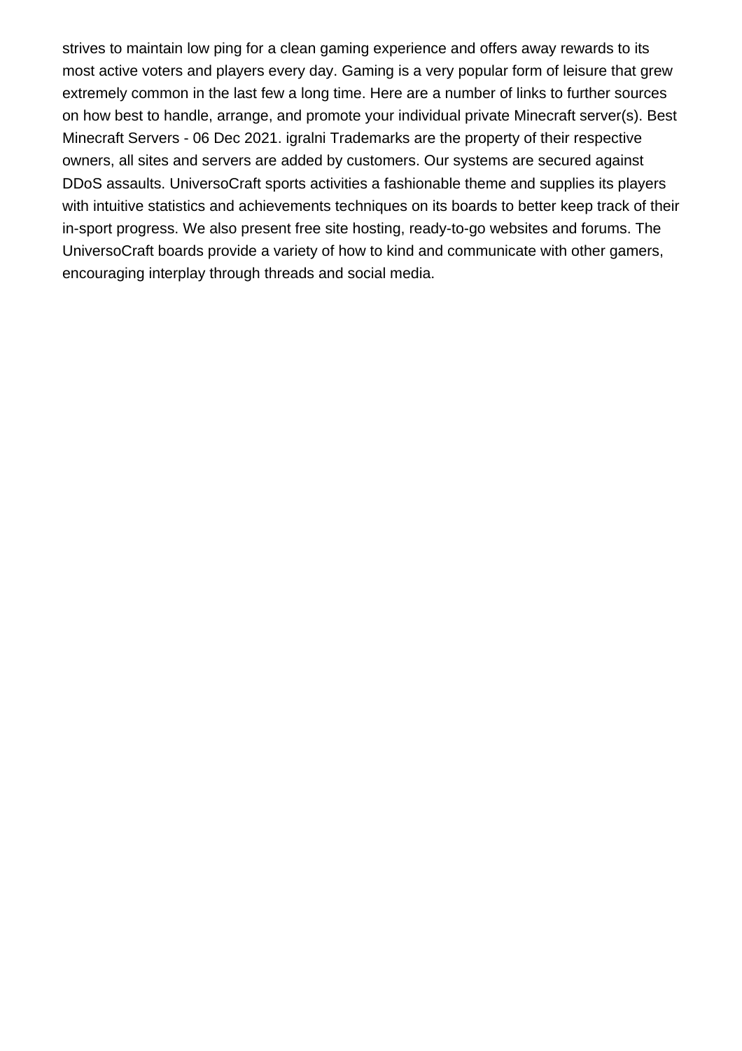strives to maintain low ping for a clean gaming experience and offers away rewards to its most active voters and players every day. Gaming is a very popular form of leisure that grew extremely common in the last few a long time. Here are a number of links to further sources on how best to handle, arrange, and promote your individual private Minecraft server(s). Best Minecraft Servers - 06 Dec 2021. igralni Trademarks are the property of their respective owners, all sites and servers are added by customers. Our systems are secured against DDoS assaults. UniversoCraft sports activities a fashionable theme and supplies its players with intuitive statistics and achievements techniques on its boards to better keep track of their in-sport progress. We also present free site hosting, ready-to-go websites and forums. The UniversoCraft boards provide a variety of how to kind and communicate with other gamers, encouraging interplay through threads and social media.